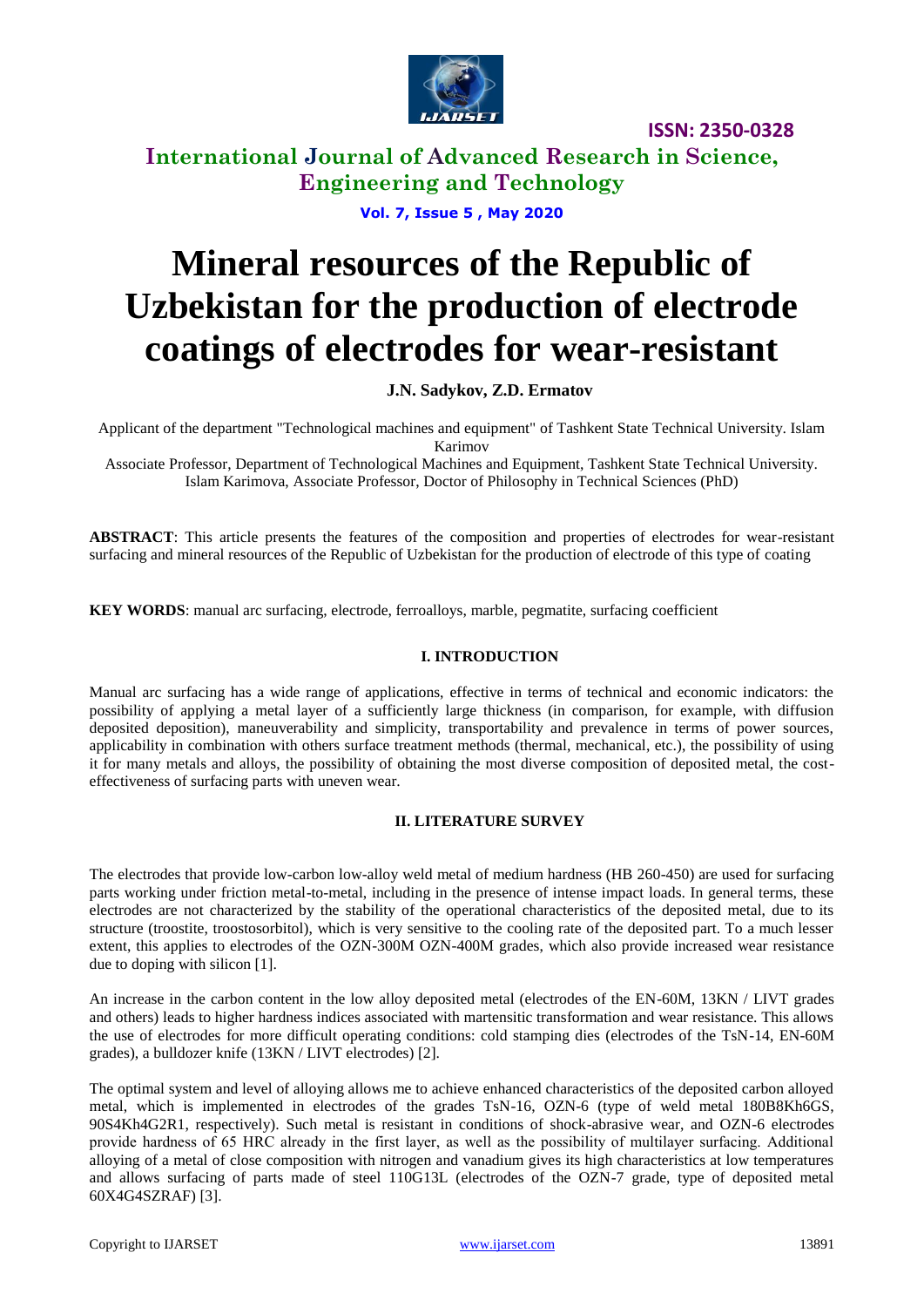# Mineral resources of the Republic of Uzbekistan for the production of electrode coatings of electrodes for wear-resistant

**J.N. Sadykov, Z.D. Ermatov**

Applicant of the department "Technological machines and equipment" of Tashkent State Technical University. Islam Karimov

Associate Professor, Department of Technological Machines and Equipment, Tashkent State Technical University. Islam Karimova, Associate Professor, Doctor of Philosophy in Technical Sciences (PhD)

**ABSTRACT**: This article presents the features of the composition and properties of electrodes for wear-resistant surfacing and mineral resources of the Republic of Uzbekistan for the production of electrode of this type of coating

**KEY WORDS**: manual arc surfacing, electrode, ferroalloys, marble, pegmatite, surfacing coefficient

## I. INTRODUCTION

Manual arc surfacing has a wide range of applications, effective in terms of technical and economic indicators: the possibility of applying a metal layer of a sufficiently large thickness (in comparison, for example, with diffusion deposited deposition), maneuverability and simplicity, transportability and prevalence in terms of power sources, applicability in combination with others surface treatment methods (thermal, mechanical, etc.), the possibility of using it for many metals and alloys, the possibility of obtaining the most diverse composition of deposited metal, the cost-effectiveness of surfacing parts with uneven wear.

## II. LITERATURE SURVEY

The electrodes that provide low-carbon low-alloy weld metal of medium hardness (HB 260-450) are used for surfacing parts working under friction metal-to-metal, including in the presence of intense impact loads. In general terms, these electrodes are not characterized by the stability of the operational characteristics of the deposited metal, due to its structure (troostite, troostosorbitol), which is very sensitive to the cooling rate of the deposited part. To a much lesser extent, this applies to electrodes of the OZN-300M OZN-400M grades, which also provide increased wear resistance due to doping with silicon [1].

An increase in the carbon content in the low alloy deposited metal (electrodes of the EN-60M, 13KN / LIVT grades and others) leads to higher hardness indices associated with martensitic transformation and wear resistance. This allows the use of electrodes for more difficult operating conditions: cold stamping dies (electrodes of the TsN-14, EN-60M grades), a bulldozer knife (13KN / LIVT electrodes) [2].

The optimal system and level of alloying allows me to achieve enhanced characteristics of the deposited carbon alloyed metal, which is implemented in electrodes of the grades TsN-16, OZN-6 (type of weld metal 180B8Kh6GS, 90S4Kh4G2R1, respectively). Such metal is resistant in conditions of shock-abrasive wear, and OZN-6 electrodes provide hardness of 65 HRC already in the first layer, as well as the possibility of multilayer surfacing. Additional alloying of a metal of close composition with nitrogen and vanadium gives its high characteristics at low temperatures and allows surfacing of parts made of steel 110G13L (electrodes of the OZN-7 grade, type of deposited metal 60X4G4SZRAF) [3].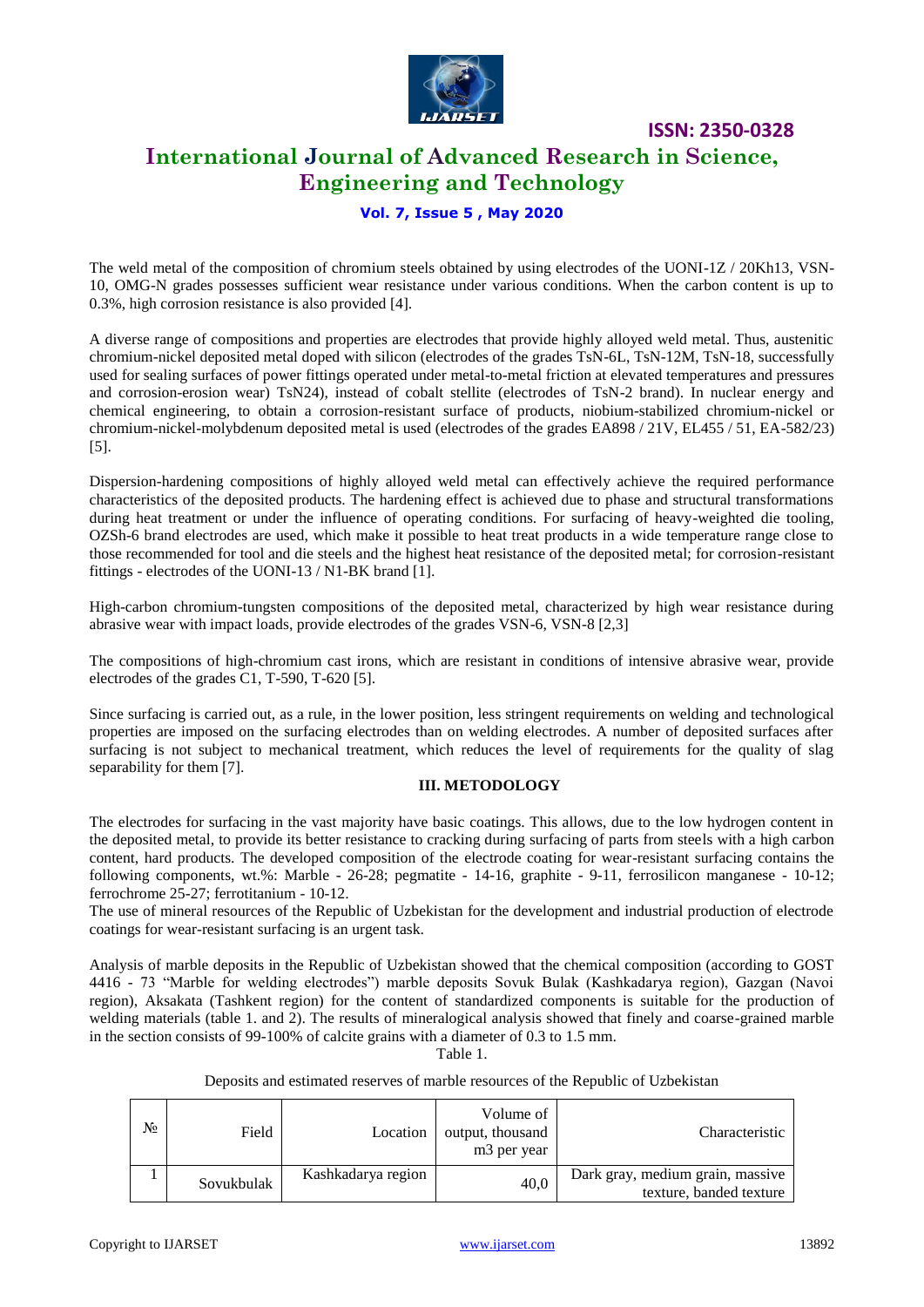The weld metal of the composition of chromium steels obtained by using electrodes of the UONI-1Z / 20Kh13, VSN-10, OMG-N grades possesses sufficient wear resistance under various conditions. When the carbon content is up to 0.3%, high corrosion resistance is also provided [4].

A diverse range of compositions and properties are electrodes that provide highly alloyed weld metal. Thus, austenitic chromium-nickel deposited metal doped with silicon (electrodes of the grades TsN-6L, TsN-12M, TsN-18, successfully used for sealing surfaces of power fittings operated under metal-to-metal friction at elevated temperatures and pressures and corrosion-erosion wear) TsN24), instead of cobalt stellite (electrodes of TsN-2 brand). In nuclear energy and chemical engineering, to obtain a corrosion-resistant surface of products, niobium-stabilized chromium-nickel or chromium-nickel-molybdenum deposited metal is used (electrodes of the grades EA898 / 21V, EL455 / 51, EA-582/23) [5].

Dispersion-hardening compositions of highly alloyed weld metal can effectively achieve the required performance characteristics of the deposited products. The hardening effect is achieved due to phase and structural transformations during heat treatment or under the influence of operating conditions. For surfacing of heavy-weighted die tooling, OZSh-6 brand electrodes are used, which make it possible to heat treat products in a wide temperature range close to those recommended for tool and die steels and the highest heat resistance of the deposited metal; for corrosion-resistant fittings - electrodes of the UONI-13 / N1-BK brand [1].

High-carbon chromium-tungsten compositions of the deposited metal, characterized by high wear resistance during abrasive wear with impact loads, provide electrodes of the grades VSN-6, VSN-8 [2,3]

The compositions of high-chromium cast irons, which are resistant in conditions of intensive abrasive wear, provide electrodes of the grades C1, T-590, T-620 [5].

Since surfacing is carried out, as a rule, in the lower position, less stringent requirements on welding and technological properties are imposed on the surfacing electrodes than on welding electrodes. A number of deposited surfaces after surfacing is not subject to mechanical treatment, which reduces the level of requirements for the quality of slag separability for them [7].

## III. METODOLOGY

The electrodes for surfacing in the vast majority have basic coatings. This allows, due to the low hydrogen content in the deposited metal, to provide its better resistance to cracking during surfacing of parts from steels with a high carbon content, hard products. The developed composition of the electrode coating for wear-resistant surfacing contains the following components, wt.%: Marble - 26-28; pegmatite - 14-16, graphite - 9-11, ferrosilicon manganese - 10-12; ferrochrome 25-27; ferrotitanium - 10-12.

The use of mineral resources of the Republic of Uzbekistan for the development and industrial production of electrode coatings for wear-resistant surfacing is an urgent task.

Analysis of marble deposits in the Republic of Uzbekistan showed that the chemical composition (according to GOST 4416 - 73 "Marble for welding electrodes") marble deposits Sovuk Bulak (Kashkadarya region), Gazgan (Navoi region), Aksakata (Tashkent region) for the content of standardized components is suitable for the production of welding materials (table 1. and 2). The results of mineralogical analysis showed that finely and coarse-grained marble in the section consists of 99-100% of calcite grains with a diameter of 0.3 to 1.5 mm.

Table 1.

Deposits and estimated reserves of marble resources of the Republic of Uzbekistan

| № | Field | Location | Volume of output, thousand m3 per year | Characteristic |
|---|---|---|---|---|
| 1 | Sovukbulak | Kashkadarya region | 40,0 | Dark gray, medium grain, massive texture, banded texture |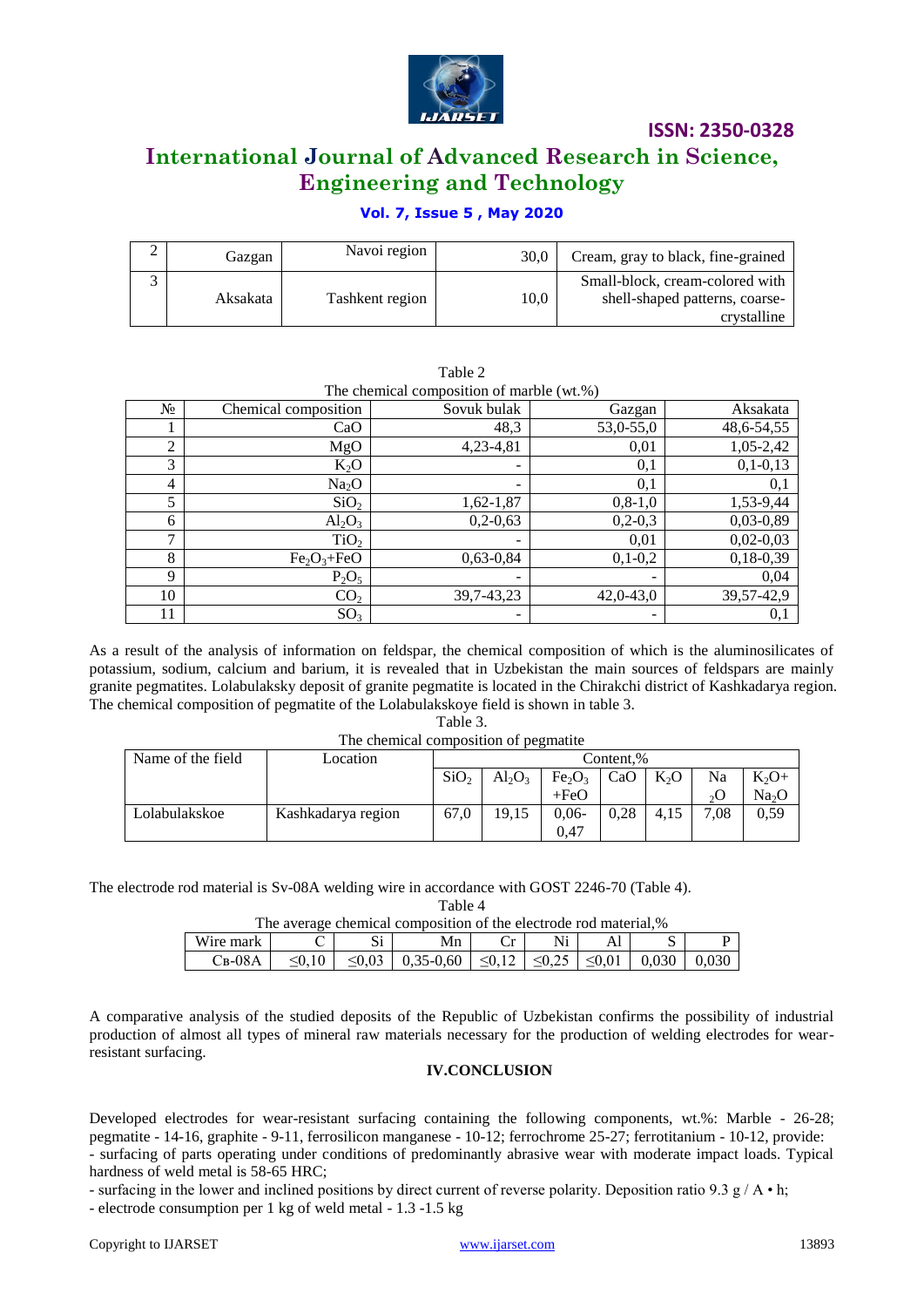| 2 | Gazgan | Navoi region | 30,0 | Cream, gray to black, fine-grained |
|---|---|---|---|---|
| 3 | Aksakata | Tashkent region | 10,0 | Small-block, cream-colored with shell-shaped patterns, coarse-crystalline |

Table 2
The chemical composition of marble (wt.%)

| № | Chemical composition | Sovuk bulak | Gazgan | Aksakata |
|---|---|---|---|---|
| 1 | $CaO$ | 48,3 | 53,0-55,0 | 48,6-54,55 |
| 2 | $MgO$ | 4,23-4,81 | 0,01 | 1,05-2,42 |
| 3 | $K_2O$ | - | 0,1 | 0,1-0,13 |
| 4 | $Na_2O$ | - | 0,1 | 0,1 |
| 5 | $SiO_2$ | 1,62-1,87 | 0,8-1,0 | 1,53-9,44 |
| 6 | $Al_2O_3$ | 0,2-0,63 | 0,2-0,3 | 0,03-0,89 |
| 7 | $TiO_2$ | - | 0,01 | 0,02-0,03 |
| 8 | $Fe_2O_3$+FeO | 0,63-0,84 | 0,1-0,2 | 0,18-0,39 |
| 9 | $P_2O_5$ | - | - | 0,04 |
| 10 | $CO_2$ | 39,7-43,23 | 42,0-43,0 | 39,57-42,9 |
| 11 | $SO_3$ | - | - | 0,1 |

As a result of the analysis of information on feldspar, the chemical composition of which is the aluminosilicates of potassium, sodium, calcium and barium, it is revealed that in Uzbekistan the main sources of feldspars are mainly granite pegmatites. Lolabulaksky deposit of granite pegmatite is located in the Chirakchi district of Kashkadarya region. The chemical composition of pegmatite of the Lolabulakskoye field is shown in table 3.

Table 3.
The chemical composition of pegmatite

| Name of the field | Location | Content,% | | | | | | |
|---|---|---|---|---|---|---|---|---|
| | | $SiO_2$ | $Al_2O_3$ | $Fe_2O_3$ +FeO | CaO | $K_2O$ | $Na_2O$ | $K_2O$+ $Na_2O$ |
| Lolabulakskoe | Kashkadarya region | 67,0 | 19,15 | 0,06-0,47 | 0,28 | 4,15 | 7,08 | 0,59 |

The electrode rod material is Sv-08A welding wire in accordance with GOST 2246-70 (Table 4).

Table 4
The average chemical composition of the electrode rod material,%

| Wire mark | C | Si | Mn | Cr | Ni | Al | S | P |
|---|---|---|---|---|---|---|---|---|
| Св-08А | ≤0,10 | ≤0,03 | 0,35-0,60 | ≤0,12 | ≤0,25 | ≤0,01 | 0,030 | 0,030 |

A comparative analysis of the studied deposits of the Republic of Uzbekistan confirms the possibility of industrial production of almost all types of mineral raw materials necessary for the production of welding electrodes for wear-resistant surfacing.

## IV.CONCLUSION

Developed electrodes for wear-resistant surfacing containing the following components, wt.%: Marble - 26-28; pegmatite - 14-16, graphite - 9-11, ferrosilicon manganese - 10-12; ferrochrome 25-27; ferrotitanium - 10-12, provide:
- surfacing of parts operating under conditions of predominantly abrasive wear with moderate impact loads. Typical hardness of weld metal is 58-65 HRC;
- surfacing in the lower and inclined positions by direct current of reverse polarity. Deposition ratio 9.3 g / A • h;
- electrode consumption per 1 kg of weld metal - 1.3 -1.5 kg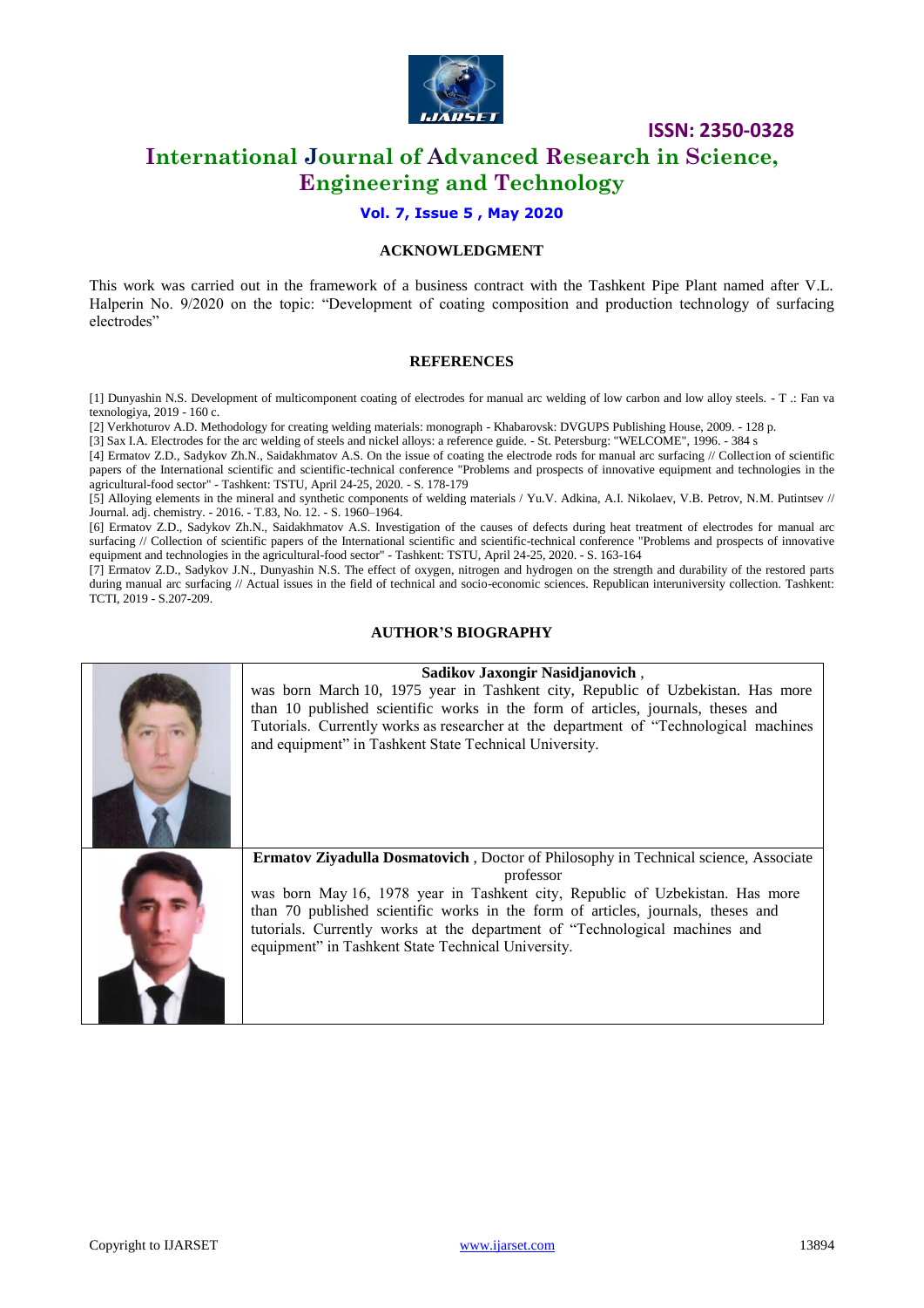## ACKNOWLEDGMENT

This work was carried out in the framework of a business contract with the Tashkent Pipe Plant named after V.L. Halperin No. 9/2020 on the topic: "Development of coating composition and production technology of surfacing electrodes"

## REFERENCES

[1] Dunyashin N.S. Development of multicomponent coating of electrodes for manual arc welding of low carbon and low alloy steels. - T .: Fan va texnologiya, 2019 - 160 c.

[2] Verkhoturov A.D. Methodology for creating welding materials: monograph - Khabarovsk: DVGUPS Publishing House, 2009. - 128 p.

[3] Sax I.A. Electrodes for the arc welding of steels and nickel alloys: a reference guide. - St. Petersburg: "WELCOME", 1996. - 384 s

[4] Ermatov Z.D., Sadykov Zh.N., Saidakhmatov A.S. On the issue of coating the electrode rods for manual arc surfacing // Collection of scientific papers of the International scientific and scientific-technical conference "Problems and prospects of innovative equipment and technologies in the agricultural-food sector" - Tashkent: TSTU, April 24-25, 2020. - S. 178-179

[5] Alloying elements in the mineral and synthetic components of welding materials / Yu.V. Adkina, A.I. Nikolaev, V.B. Petrov, N.M. Putintsev // Journal. adj. chemistry. - 2016. - T.83, No. 12. - S. 1960–1964.

[6] Ermatov Z.D., Sadykov Zh.N., Saidakhmatov A.S. Investigation of the causes of defects during heat treatment of electrodes for manual arc surfacing // Collection of scientific papers of the International scientific and scientific-technical conference "Problems and prospects of innovative equipment and technologies in the agricultural-food sector" - Tashkent: TSTU, April 24-25, 2020. - S. 163-164

[7] Ermatov Z.D., Sadykov J.N., Dunyashin N.S. The effect of oxygen, nitrogen and hydrogen on the strength and durability of the restored parts during manual arc surfacing // Actual issues in the field of technical and socio-economic sciences. Republican interuniversity collection. Tashkent: TCTI, 2019 - S.207-209.

## AUTHOR'S BIOGRAPHY

| | |
|---|---|
| | **Sadikov Jaxongir Nasidjanovich** , was born March 10, 1975 year in Tashkent city, Republic of Uzbekistan. Has more than 10 published scientific works in the form of articles, journals, theses and Tutorials. Currently works as researcher at the department of "Technological machines and equipment" in Tashkent State Technical University. |
| | **Ermatov Ziyadulla Dosmatovich** , Doctor of Philosophy in Technical science, Associate professor was born May 16, 1978 year in Tashkent city, Republic of Uzbekistan. Has more than 70 published scientific works in the form of articles, journals, theses and tutorials. Currently works at the department of "Technological machines and equipment" in Tashkent State Technical University. |